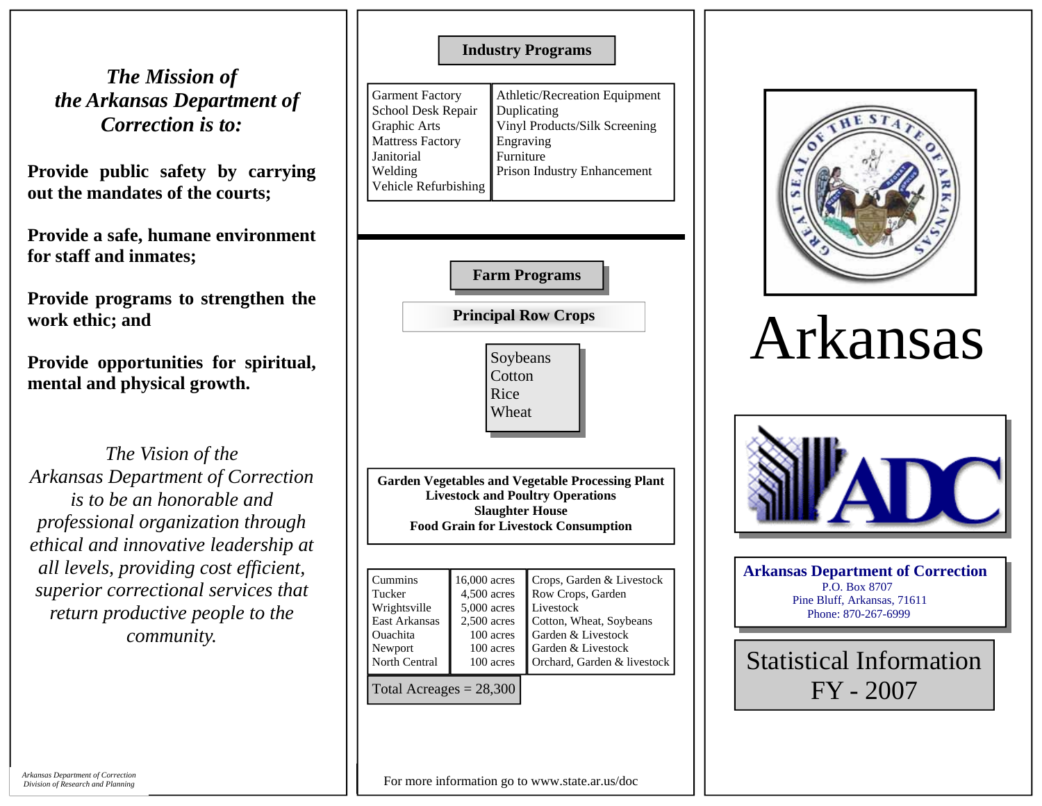## *The Mission of the Arkansas Department of Correction is to:*

**Provide public safety by carrying out the mandates of the courts;**

**Provide a safe, humane environment for staff and inmates;**

**Provide programs to strengthen the work ethic; and**

**Provide opportunities for spiritual, mental and physical growth.**

*The Vision of the Arkansas Department of Correction is to be an honorable and professional organization through ethical and innovative leadership at all levels, providing cost efficient, superior correctional services that return productive people to the community.*

*Arkansas Department of Correction*
*Division of Research and Planning*

## Industry Programs

| | |
|---|---|
| Garment Factory | Athletic/Recreation Equipment |
| School Desk Repair | Duplicating |
| Graphic Arts | Vinyl Products/Silk Screening |
| Mattress Factory | Engraving |
| Janitorial | Furniture |
| Welding | Prison Industry Enhancement |
| Vehicle Refurbishing | |

## Farm Programs

### Principal Row Crops

- Soybeans
- Cotton
- Rice
- Wheat

**Garden Vegetables and Vegetable Processing Plant**
**Livestock and Poultry Operations**
**Slaughter House**
**Food Grain for Livestock Consumption**

| | | |
|---|---|---|
| Cummins | 16,000 acres | Crops, Garden & Livestock |
| Tucker | 4,500 acres | Row Crops, Garden |
| Wrightsville | 5,000 acres | Livestock |
| East Arkansas | 2,500 acres | Cotton, Wheat, Soybeans |
| Ouachita | 100 acres | Garden & Livestock |
| Newport | 100 acres | Garden & Livestock |
| North Central | 100 acres | Orchard, Garden & livestock |

Total Acreages = 28,300

For more information go to www.state.ar.us/doc

# Arkansas

ADC

**Arkansas Department of Correction**
P.O. Box 8707
Pine Bluff, Arkansas, 71611
Phone: 870-267-6999

## Statistical Information FY - 2007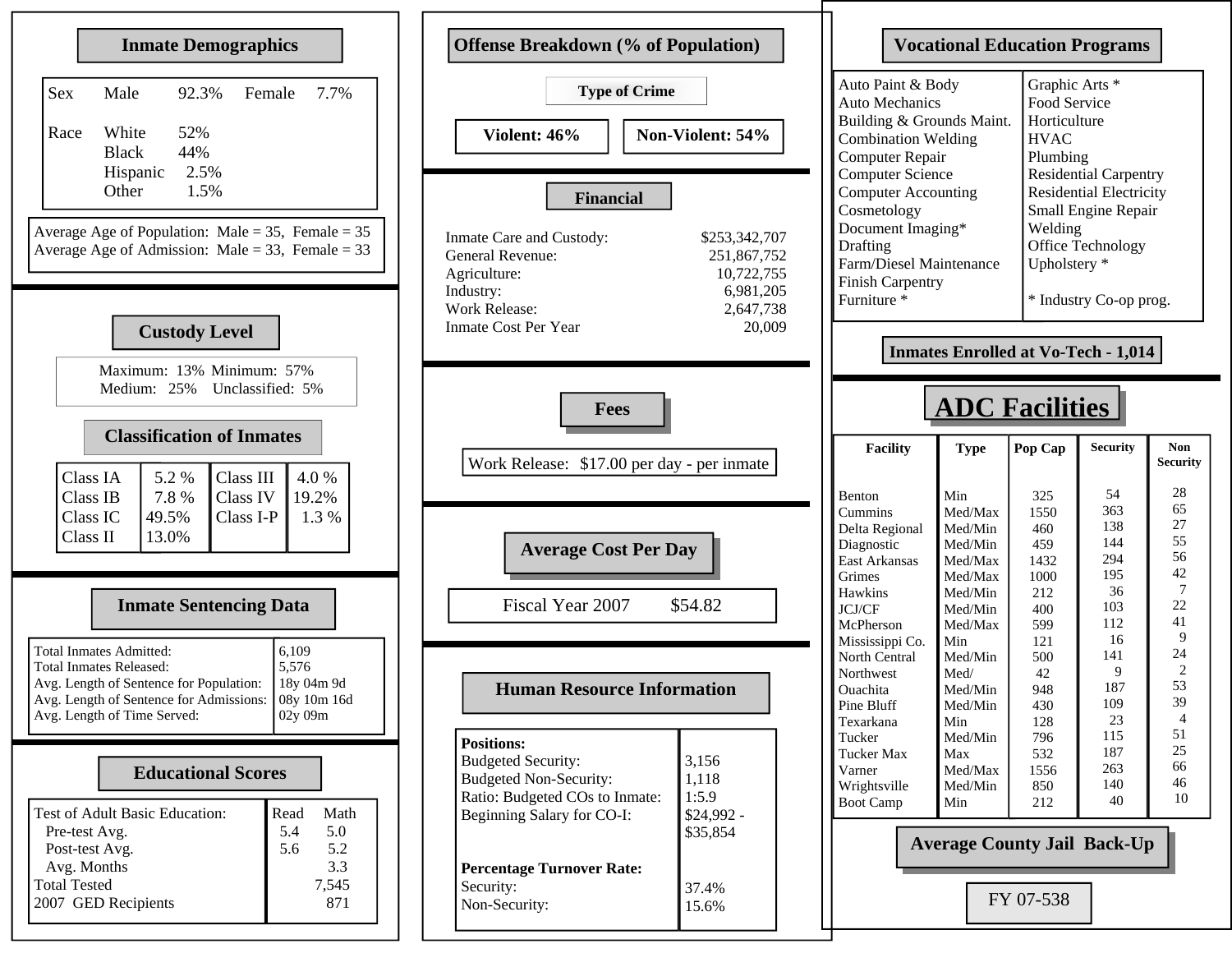## Inmate Demographics

| | | | | |
|---|---|---|---|---|
| Sex | Male | 92.3% | Female | 7.7% |
| Race | White | 52% | | |
| | Black | 44% | | |
| | Hispanic | 2.5% | | |
| | Other | 1.5% | | |

Average Age of Population: Male = 35, Female = 35
Average Age of Admission: Male = 33, Female = 33

## Custody Level

Maximum: 13% Minimum: 57%
Medium: 25% Unclassified: 5%

## Classification of Inmates

| | | | |
|---|---|---|---|
| Class IA | 5.2 % | Class III | 4.0 % |
| Class IB | 7.8 % | Class IV | 19.2% |
| Class IC | 49.5% | Class I-P | 1.3 % |
| Class II | 13.0% | | |

## Inmate Sentencing Data

| | |
|---|---|
| Total Inmates Admitted: | 6,109 |
| Total Inmates Released: | 5,576 |
| Avg. Length of Sentence for Population: | 18y 04m 9d |
| Avg. Length of Sentence for Admissions: | 08y 10m 16d |
| Avg. Length of Time Served: | 02y 09m |

## Educational Scores

| Test of Adult Basic Education: | Read | Math |
|---|---|---|
| Pre-test Avg. | 5.4 | 5.0 |
| Post-test Avg. | 5.6 | 5.2 |
| Avg. Months | | 3.3 |
| Total Tested | | 7,545 |
| 2007 GED Recipients | | 871 |

## Offense Breakdown (% of Population)

**Type of Crime**

**Violent: 46%** **Non-Violent: 54%**

## Financial

| | |
|---|---|
| Inmate Care and Custody: | $253,342,707 |
| General Revenue: | 251,867,752 |
| Agriculture: | 10,722,755 |
| Industry: | 6,981,205 |
| Work Release: | 2,647,738 |
| Inmate Cost Per Year | 20,009 |

## Fees

Work Release: $17.00 per day - per inmate

## Average Cost Per Day

Fiscal Year 2007 $54.82

## Human Resource Information

| **Positions:** | |
|---|---|
| Budgeted Security: | 3,156 |
| Budgeted Non-Security: | 1,118 |
| Ratio: Budgeted COs to Inmate: | 1:5.9 |
| Beginning Salary for CO-I: | $24,992 - $35,854 |
| **Percentage Turnover Rate:** | |
| Security: | 37.4% |
| Non-Security: | 15.6% |

## Vocational Education Programs

| | |
|---|---|
| Auto Paint & Body | Graphic Arts * |
| Auto Mechanics | Food Service |
| Building & Grounds Maint. | Horticulture |
| Combination Welding | HVAC |
| Computer Repair | Plumbing |
| Computer Science | Residential Carpentry |
| Computer Accounting | Residential Electricity |
| Cosmetology | Small Engine Repair |
| Document Imaging* | Welding |
| Drafting | Office Technology |
| Farm/Diesel Maintenance | Upholstery * |
| Finish Carpentry | |
| Furniture * | * Industry Co-op prog. |

**Inmates Enrolled at Vo-Tech - 1,014**

## ADC Facilities

| Facility | Type | Pop Cap | Security | Non Security |
|---|---|---|---|---|
| Benton | Min | 325 | 54 | 28 |
| Cummins | Med/Max | 1550 | 363 | 65 |
| Delta Regional | Med/Min | 460 | 138 | 27 |
| Diagnostic | Med/Min | 459 | 144 | 55 |
| East Arkansas | Med/Max | 1432 | 294 | 56 |
| Grimes | Med/Max | 1000 | 195 | 42 |
| Hawkins | Med/Min | 212 | 36 | 7 |
| JCJ/CF | Med/Min | 400 | 103 | 22 |
| McPherson | Med/Max | 599 | 112 | 41 |
| Mississippi Co. | Min | 121 | 16 | 9 |
| North Central | Med/Min | 500 | 141 | 24 |
| Northwest | Med/ | 42 | 9 | 2 |
| Ouachita | Med/Min | 948 | 187 | 53 |
| Pine Bluff | Med/Min | 430 | 109 | 39 |
| Texarkana | Min | 128 | 23 | 4 |
| Tucker | Med/Min | 796 | 115 | 51 |
| Tucker Max | Max | 532 | 187 | 25 |
| Varner | Med/Max | 1556 | 263 | 66 |
| Wrightsville | Med/Min | 850 | 140 | 46 |
| Boot Camp | Min | 212 | 40 | 10 |

## Average County Jail Back-Up

FY 07-538